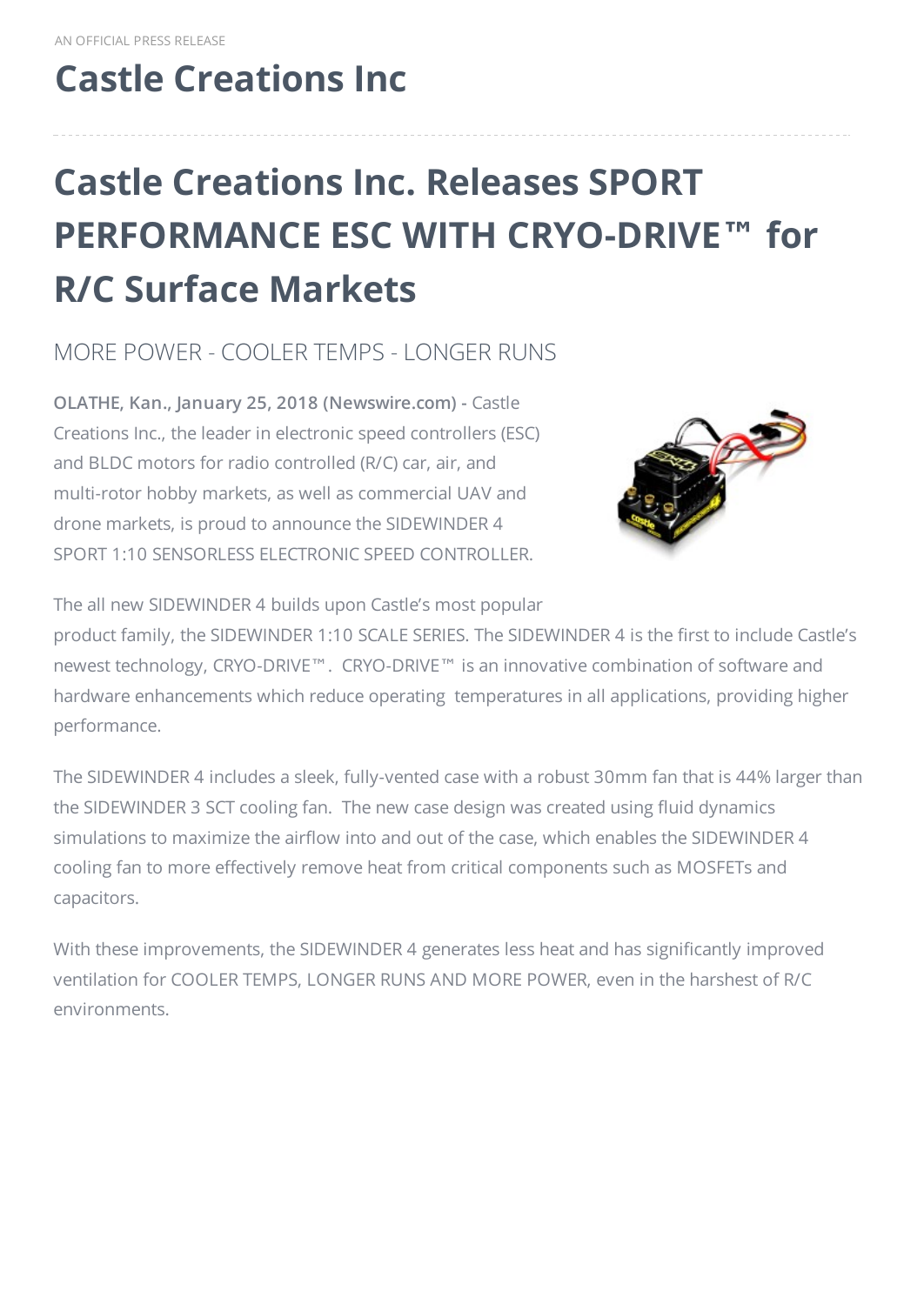AN OFFICIAL PRESS RELEASE

## Castle Creations Inc

# Castle Creations Inc. Releases SPORT PERFORMANCE ESC WITH CRYO-DRIVE™ for R/C Surface Markets

MORE POWER - COOLER TEMPS - LONGER RUNS

**OLATHE, Kan., January 25, 2018 (Newswire.com) -** Castle Creations Inc., the leader in electronic speed controllers (ESC) and BLDC motors for radio controlled (R/C) car, air, and multi-rotor hobby markets, as well as commercial UAV and drone markets, is proud to announce the SIDEWINDER 4 SPORT 1:10 SENSORLESS ELECTRONIC SPEED CONTROLLER.

The all new SIDEWINDER 4 builds upon Castle's most popular product family, the SIDEWINDER 1:10 SCALE SERIES. The SIDEWINDER 4 is the first to include Castle's newest technology, CRYO-DRIVE™. CRYO-DRIVE™ is an innovative combination of software and hardware enhancements which reduce operating temperatures in all applications, providing higher performance.

The SIDEWINDER 4 includes a sleek, fully-vented case with a robust 30mm fan that is 44% larger than the SIDEWINDER 3 SCT cooling fan. The new case design was created using fluid dynamics simulations to maximize the airflow into and out of the case, which enables the SIDEWINDER 4 cooling fan to more effectively remove heat from critical components such as MOSFETs and capacitors.

With these improvements, the SIDEWINDER 4 generates less heat and has significantly improved ventilation for COOLER TEMPS, LONGER RUNS AND MORE POWER, even in the harshest of R/C environments.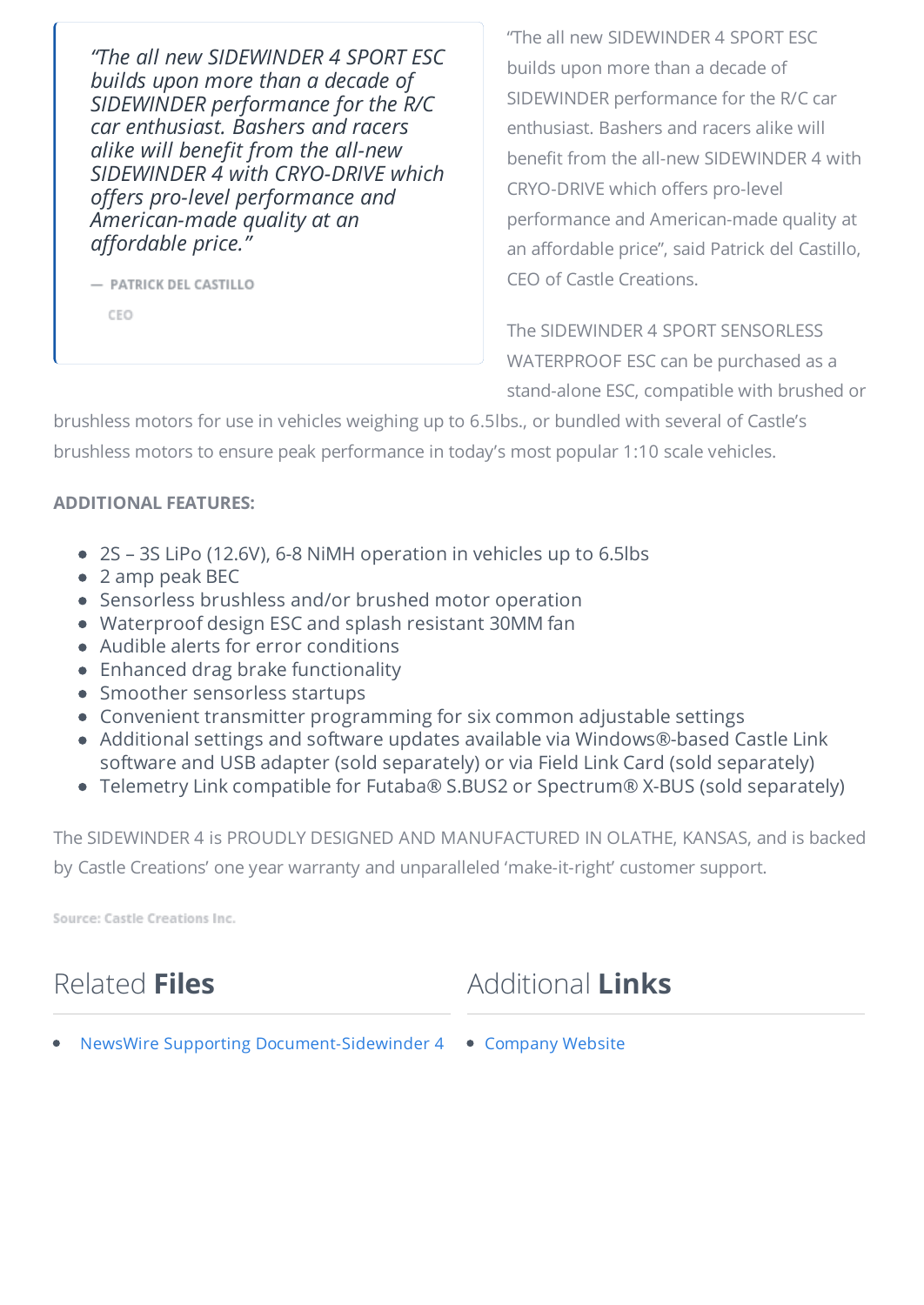> *"The all new SIDEWINDER 4 SPORT ESC builds upon more than a decade of SIDEWINDER performance for the R/C car enthusiast. Bashers and racers alike will benefit from the all-new SIDEWINDER 4 with CRYO-DRIVE which offers pro-level performance and American-made quality at an affordable price."*
>
> — PATRICK DEL CASTILLO
>
> CEO

"The all new SIDEWINDER 4 SPORT ESC builds upon more than a decade of SIDEWINDER performance for the R/C car enthusiast. Bashers and racers alike will benefit from the all-new SIDEWINDER 4 with CRYO-DRIVE which offers pro-level performance and American-made quality at an affordable price", said Patrick del Castillo, CEO of Castle Creations.

The SIDEWINDER 4 SPORT SENSORLESS WATERPROOF ESC can be purchased as a stand-alone ESC, compatible with brushed or brushless motors for use in vehicles weighing up to 6.5lbs., or bundled with several of Castle's brushless motors to ensure peak performance in today's most popular 1:10 scale vehicles.

**ADDITIONAL FEATURES:**

- 2S – 3S LiPo (12.6V), 6-8 NiMH operation in vehicles up to 6.5lbs
- 2 amp peak BEC
- Sensorless brushless and/or brushed motor operation
- Waterproof design ESC and splash resistant 30MM fan
- Audible alerts for error conditions
- Enhanced drag brake functionality
- Smoother sensorless startups
- Convenient transmitter programming for six common adjustable settings
- Additional settings and software updates available via Windows®-based Castle Link software and USB adapter (sold separately) or via Field Link Card (sold separately)
- Telemetry Link compatible for Futaba® S.BUS2 or Spectrum® X-BUS (sold separately)

The SIDEWINDER 4 is PROUDLY DESIGNED AND MANUFACTURED IN OLATHE, KANSAS, and is backed by Castle Creations' one year warranty and unparalleled 'make-it-right' customer support.

Source: Castle Creations Inc.

## Related **Files**

- NewsWire Supporting Document-Sidewinder 4

## Additional **Links**

- Company Website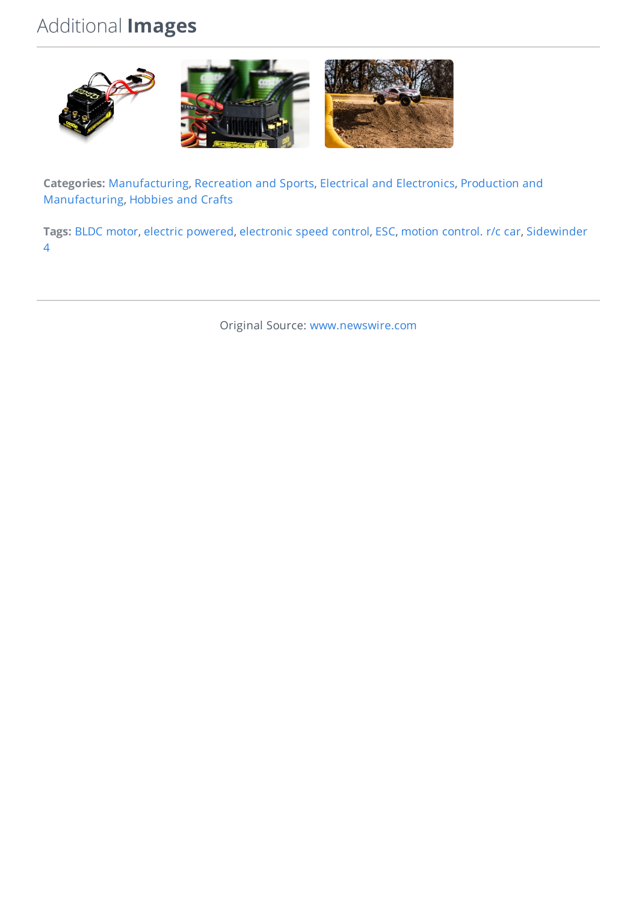## Additional **Images**

**Categories:** Manufacturing, Recreation and Sports, Electrical and Electronics, Production and Manufacturing, Hobbies and Crafts

**Tags:** BLDC motor, electric powered, electronic speed control, ESC, motion control. r/c car, Sidewinder 4

Original Source: www.newswire.com